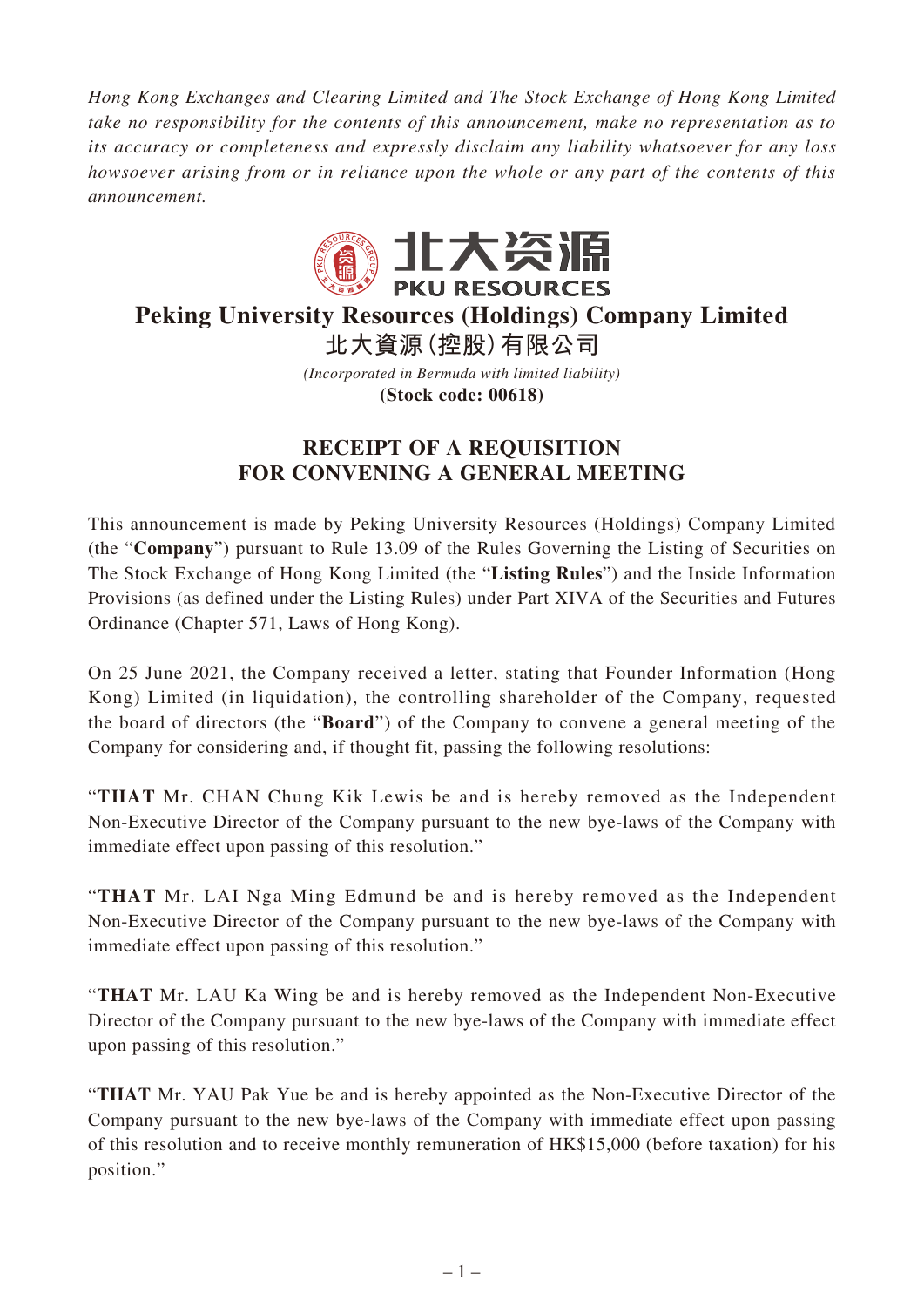*Hong Kong Exchanges and Clearing Limited and The Stock Exchange of Hong Kong Limited take no responsibility for the contents of this announcement, make no representation as to its accuracy or completeness and expressly disclaim any liability whatsoever for any loss howsoever arising from or in reliance upon the whole or any part of the contents of this announcement.*

北大资源
PKU RESOURCES

# Peking University Resources (Holdings) Company Limited
# 北大資源(控股)有限公司

*(Incorporated in Bermuda with limited liability)*
**(Stock code: 00618)**

## RECEIPT OF A REQUISITION FOR CONVENING A GENERAL MEETING

This announcement is made by Peking University Resources (Holdings) Company Limited (the "**Company**") pursuant to Rule 13.09 of the Rules Governing the Listing of Securities on The Stock Exchange of Hong Kong Limited (the "**Listing Rules**") and the Inside Information Provisions (as defined under the Listing Rules) under Part XIVA of the Securities and Futures Ordinance (Chapter 571, Laws of Hong Kong).

On 25 June 2021, the Company received a letter, stating that Founder Information (Hong Kong) Limited (in liquidation), the controlling shareholder of the Company, requested the board of directors (the "**Board**") of the Company to convene a general meeting of the Company for considering and, if thought fit, passing the following resolutions:

"**THAT** Mr. CHAN Chung Kik Lewis be and is hereby removed as the Independent Non-Executive Director of the Company pursuant to the new bye-laws of the Company with immediate effect upon passing of this resolution."

"**THAT** Mr. LAI Nga Ming Edmund be and is hereby removed as the Independent Non-Executive Director of the Company pursuant to the new bye-laws of the Company with immediate effect upon passing of this resolution."

"**THAT** Mr. LAU Ka Wing be and is hereby removed as the Independent Non-Executive Director of the Company pursuant to the new bye-laws of the Company with immediate effect upon passing of this resolution."

"**THAT** Mr. YAU Pak Yue be and is hereby appointed as the Non-Executive Director of the Company pursuant to the new bye-laws of the Company with immediate effect upon passing of this resolution and to receive monthly remuneration of HK$15,000 (before taxation) for his position."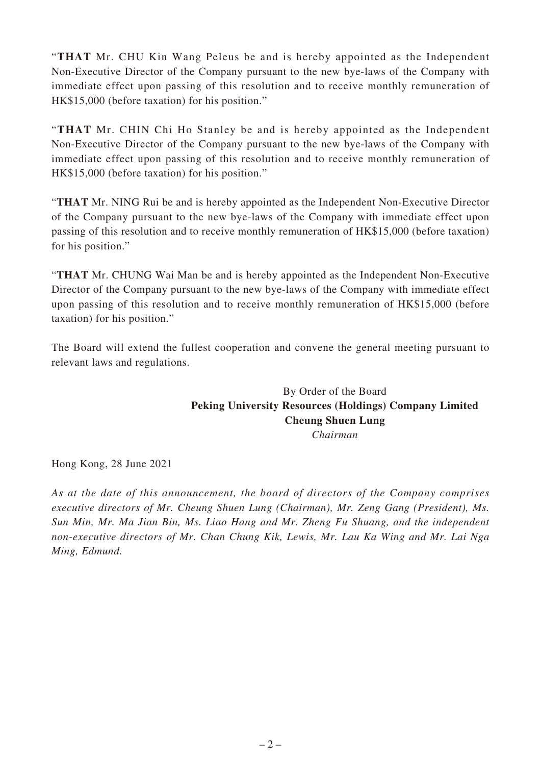"**THAT** Mr. CHU Kin Wang Peleus be and is hereby appointed as the Independent Non-Executive Director of the Company pursuant to the new bye-laws of the Company with immediate effect upon passing of this resolution and to receive monthly remuneration of HK$15,000 (before taxation) for his position."

"**THAT** Mr. CHIN Chi Ho Stanley be and is hereby appointed as the Independent Non-Executive Director of the Company pursuant to the new bye-laws of the Company with immediate effect upon passing of this resolution and to receive monthly remuneration of HK$15,000 (before taxation) for his position."

"**THAT** Mr. NING Rui be and is hereby appointed as the Independent Non-Executive Director of the Company pursuant to the new bye-laws of the Company with immediate effect upon passing of this resolution and to receive monthly remuneration of HK$15,000 (before taxation) for his position."

"**THAT** Mr. CHUNG Wai Man be and is hereby appointed as the Independent Non-Executive Director of the Company pursuant to the new bye-laws of the Company with immediate effect upon passing of this resolution and to receive monthly remuneration of HK$15,000 (before taxation) for his position."

The Board will extend the fullest cooperation and convene the general meeting pursuant to relevant laws and regulations.

By Order of the Board
**Peking University Resources (Holdings) Company Limited**
**Cheung Shuen Lung**
*Chairman*

Hong Kong, 28 June 2021

*As at the date of this announcement, the board of directors of the Company comprises executive directors of Mr. Cheung Shuen Lung (Chairman), Mr. Zeng Gang (President), Ms. Sun Min, Mr. Ma Jian Bin, Ms. Liao Hang and Mr. Zheng Fu Shuang, and the independent non-executive directors of Mr. Chan Chung Kik, Lewis, Mr. Lau Ka Wing and Mr. Lai Nga Ming, Edmund.*